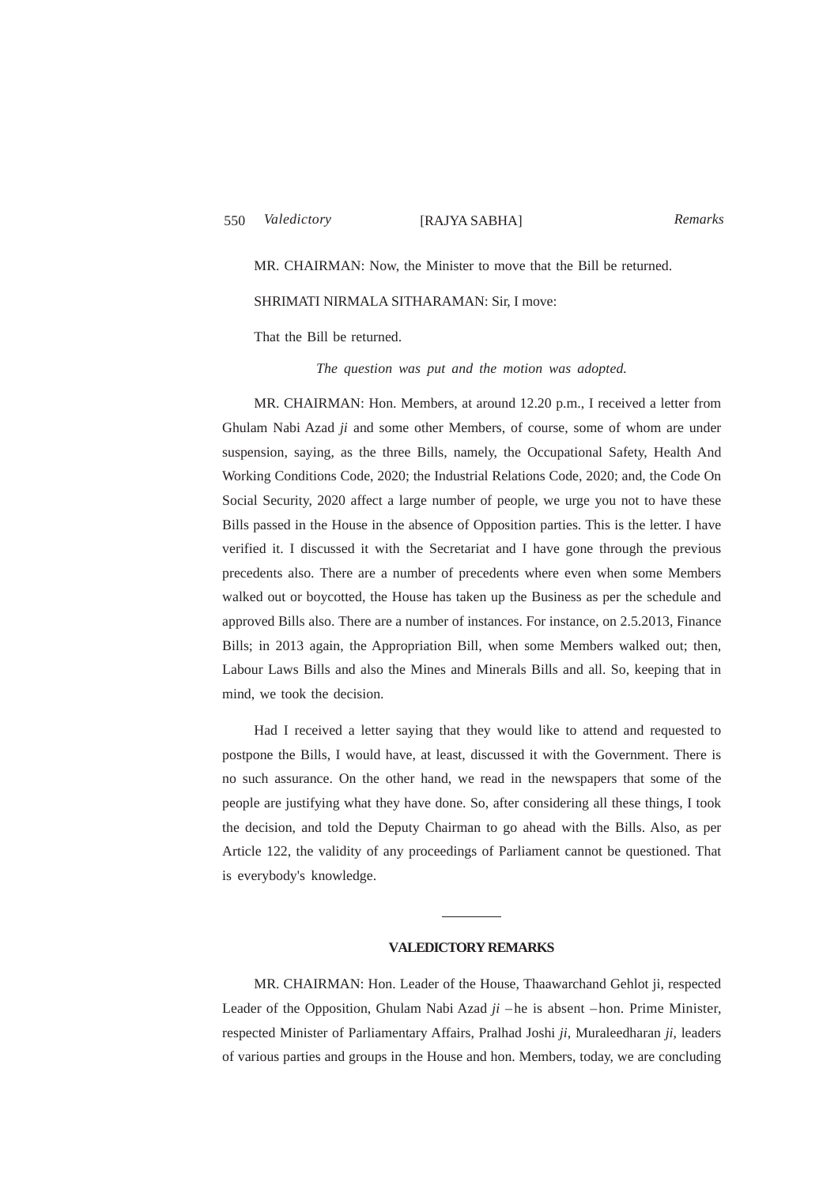MR. CHAIRMAN: Now, the Minister to move that the Bill be returned.

SHRIMATI NIRMALA SITHARAMAN: Sir, I move:

That the Bill be returned.

*The question was put and the motion was adopted.*

MR. CHAIRMAN: Hon. Members, at around 12.20 p.m., I received a letter from Ghulam Nabi Azad *ji* and some other Members, of course, some of whom are under suspension, saying, as the three Bills, namely, the Occupational Safety, Health And Working Conditions Code, 2020; the Industrial Relations Code, 2020; and, the Code On Social Security, 2020 affect a large number of people, we urge you not to have these Bills passed in the House in the absence of Opposition parties. This is the letter. I have verified it. I discussed it with the Secretariat and I have gone through the previous precedents also. There are a number of precedents where even when some Members walked out or boycotted, the House has taken up the Business as per the schedule and approved Bills also. There are a number of instances. For instance, on 2.5.2013, Finance Bills; in 2013 again, the Appropriation Bill, when some Members walked out; then, Labour Laws Bills and also the Mines and Minerals Bills and all. So, keeping that in mind, we took the decision.

Had I received a letter saying that they would like to attend and requested to postpone the Bills, I would have, at least, discussed it with the Government. There is no such assurance. On the other hand, we read in the newspapers that some of the people are justifying what they have done. So, after considering all these things, I took the decision, and told the Deputy Chairman to go ahead with the Bills. Also, as per Article 122, the validity of any proceedings of Parliament cannot be questioned. That is everybody's knowledge.

---

## VALEDICTORY REMARKS

MR. CHAIRMAN: Hon. Leader of the House, Thaawarchand Gehlot ji, respected Leader of the Opposition, Ghulam Nabi Azad *ji* – he is absent – hon. Prime Minister, respected Minister of Parliamentary Affairs, Pralhad Joshi *ji*, Muraleedharan *ji*, leaders of various parties and groups in the House and hon. Members, today, we are concluding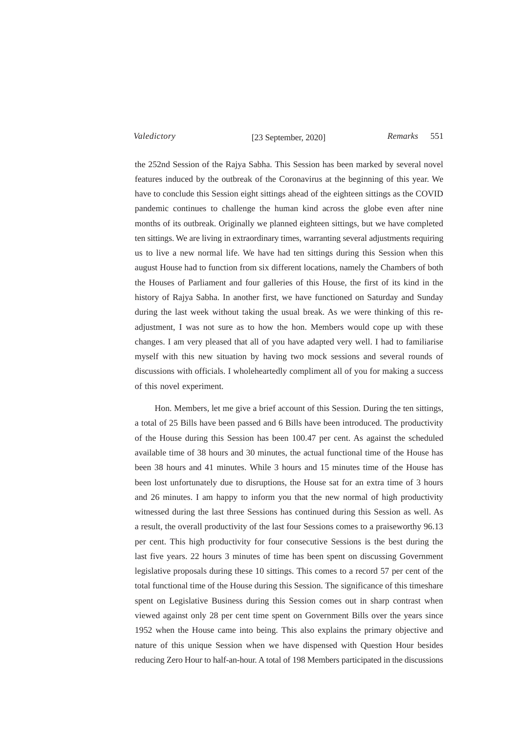the 252nd Session of the Rajya Sabha. This Session has been marked by several novel features induced by the outbreak of the Coronavirus at the beginning of this year. We have to conclude this Session eight sittings ahead of the eighteen sittings as the COVID pandemic continues to challenge the human kind across the globe even after nine months of its outbreak. Originally we planned eighteen sittings, but we have completed ten sittings. We are living in extraordinary times, warranting several adjustments requiring us to live a new normal life. We have had ten sittings during this Session when this august House had to function from six different locations, namely the Chambers of both the Houses of Parliament and four galleries of this House, the first of its kind in the history of Rajya Sabha. In another first, we have functioned on Saturday and Sunday during the last week without taking the usual break. As we were thinking of this re-adjustment, I was not sure as to how the hon. Members would cope up with these changes. I am very pleased that all of you have adapted very well. I had to familiarise myself with this new situation by having two mock sessions and several rounds of discussions with officials. I wholeheartedly compliment all of you for making a success of this novel experiment.

Hon. Members, let me give a brief account of this Session. During the ten sittings, a total of 25 Bills have been passed and 6 Bills have been introduced. The productivity of the House during this Session has been 100.47 per cent. As against the scheduled available time of 38 hours and 30 minutes, the actual functional time of the House has been 38 hours and 41 minutes. While 3 hours and 15 minutes time of the House has been lost unfortunately due to disruptions, the House sat for an extra time of 3 hours and 26 minutes. I am happy to inform you that the new normal of high productivity witnessed during the last three Sessions has continued during this Session as well. As a result, the overall productivity of the last four Sessions comes to a praiseworthy 96.13 per cent. This high productivity for four consecutive Sessions is the best during the last five years. 22 hours 3 minutes of time has been spent on discussing Government legislative proposals during these 10 sittings. This comes to a record 57 per cent of the total functional time of the House during this Session. The significance of this timeshare spent on Legislative Business during this Session comes out in sharp contrast when viewed against only 28 per cent time spent on Government Bills over the years since 1952 when the House came into being. This also explains the primary objective and nature of this unique Session when we have dispensed with Question Hour besides reducing Zero Hour to half-an-hour. A total of 198 Members participated in the discussions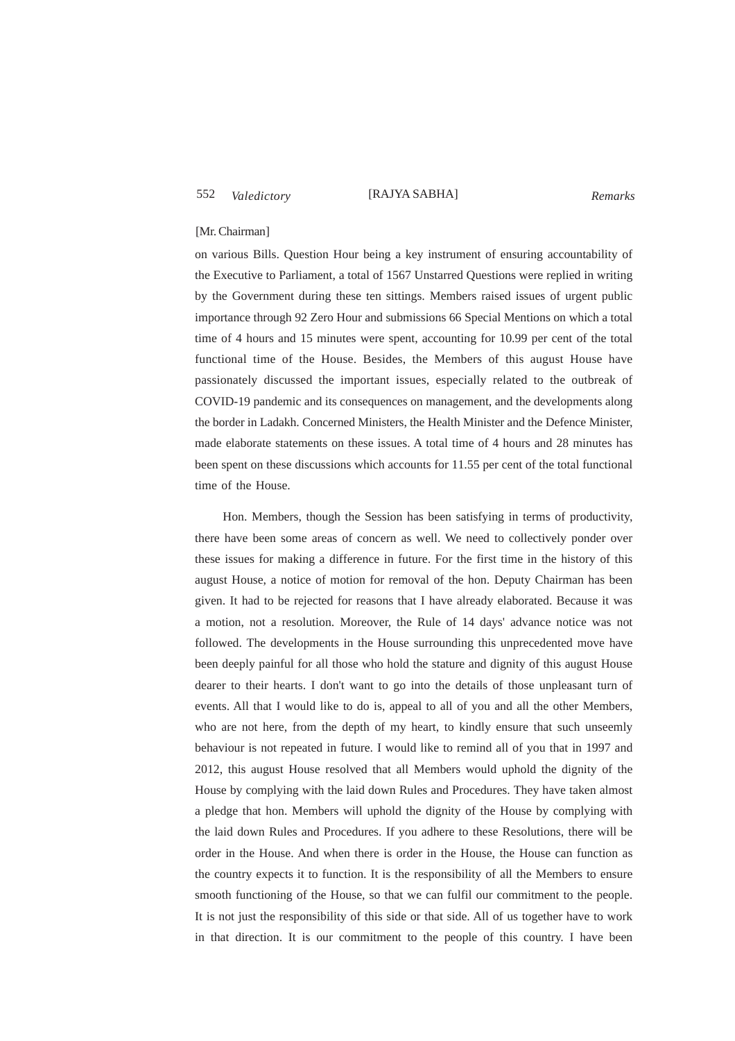[Mr. Chairman]

on various Bills. Question Hour being a key instrument of ensuring accountability of the Executive to Parliament, a total of 1567 Unstarred Questions were replied in writing by the Government during these ten sittings. Members raised issues of urgent public importance through 92 Zero Hour and submissions 66 Special Mentions on which a total time of 4 hours and 15 minutes were spent, accounting for 10.99 per cent of the total functional time of the House. Besides, the Members of this august House have passionately discussed the important issues, especially related to the outbreak of COVID-19 pandemic and its consequences on management, and the developments along the border in Ladakh. Concerned Ministers, the Health Minister and the Defence Minister, made elaborate statements on these issues. A total time of 4 hours and 28 minutes has been spent on these discussions which accounts for 11.55 per cent of the total functional time of the House.

Hon. Members, though the Session has been satisfying in terms of productivity, there have been some areas of concern as well. We need to collectively ponder over these issues for making a difference in future. For the first time in the history of this august House, a notice of motion for removal of the hon. Deputy Chairman has been given. It had to be rejected for reasons that I have already elaborated. Because it was a motion, not a resolution. Moreover, the Rule of 14 days' advance notice was not followed. The developments in the House surrounding this unprecedented move have been deeply painful for all those who hold the stature and dignity of this august House dearer to their hearts. I don't want to go into the details of those unpleasant turn of events. All that I would like to do is, appeal to all of you and all the other Members, who are not here, from the depth of my heart, to kindly ensure that such unseemly behaviour is not repeated in future. I would like to remind all of you that in 1997 and 2012, this august House resolved that all Members would uphold the dignity of the House by complying with the laid down Rules and Procedures. They have taken almost a pledge that hon. Members will uphold the dignity of the House by complying with the laid down Rules and Procedures. If you adhere to these Resolutions, there will be order in the House. And when there is order in the House, the House can function as the country expects it to function. It is the responsibility of all the Members to ensure smooth functioning of the House, so that we can fulfil our commitment to the people. It is not just the responsibility of this side or that side. All of us together have to work in that direction. It is our commitment to the people of this country. I have been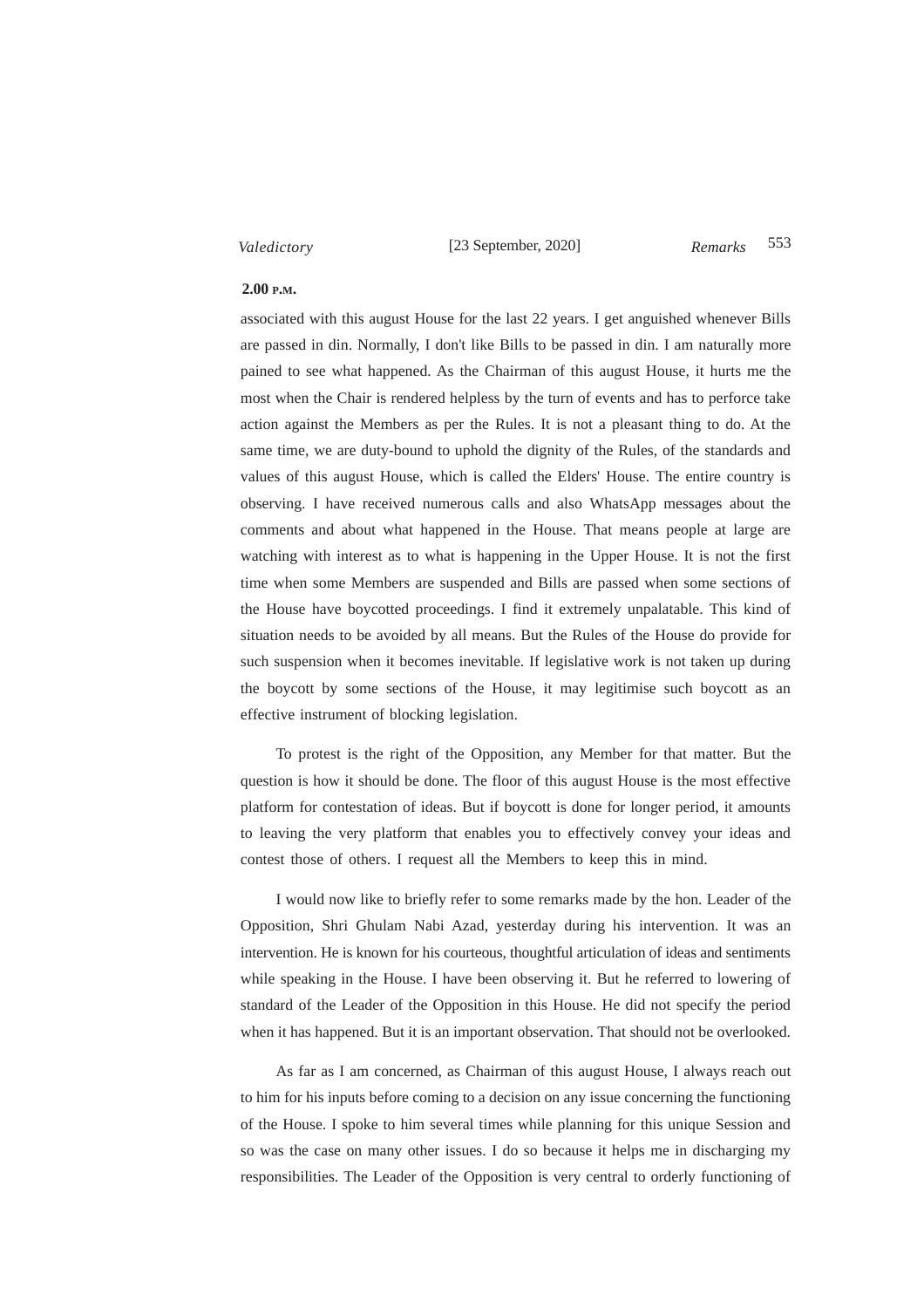**2.00 P.M.**

associated with this august House for the last 22 years. I get anguished whenever Bills are passed in din. Normally, I don't like Bills to be passed in din. I am naturally more pained to see what happened. As the Chairman of this august House, it hurts me the most when the Chair is rendered helpless by the turn of events and has to perforce take action against the Members as per the Rules. It is not a pleasant thing to do. At the same time, we are duty-bound to uphold the dignity of the Rules, of the standards and values of this august House, which is called the Elders' House. The entire country is observing. I have received numerous calls and also WhatsApp messages about the comments and about what happened in the House. That means people at large are watching with interest as to what is happening in the Upper House. It is not the first time when some Members are suspended and Bills are passed when some sections of the House have boycotted proceedings. I find it extremely unpalatable. This kind of situation needs to be avoided by all means. But the Rules of the House do provide for such suspension when it becomes inevitable. If legislative work is not taken up during the boycott by some sections of the House, it may legitimise such boycott as an effective instrument of blocking legislation.

To protest is the right of the Opposition, any Member for that matter. But the question is how it should be done. The floor of this august House is the most effective platform for contestation of ideas. But if boycott is done for longer period, it amounts to leaving the very platform that enables you to effectively convey your ideas and contest those of others. I request all the Members to keep this in mind.

I would now like to briefly refer to some remarks made by the hon. Leader of the Opposition, Shri Ghulam Nabi Azad, yesterday during his intervention. It was an intervention. He is known for his courteous, thoughtful articulation of ideas and sentiments while speaking in the House. I have been observing it. But he referred to lowering of standard of the Leader of the Opposition in this House. He did not specify the period when it has happened. But it is an important observation. That should not be overlooked.

As far as I am concerned, as Chairman of this august House, I always reach out to him for his inputs before coming to a decision on any issue concerning the functioning of the House. I spoke to him several times while planning for this unique Session and so was the case on many other issues. I do so because it helps me in discharging my responsibilities. The Leader of the Opposition is very central to orderly functioning of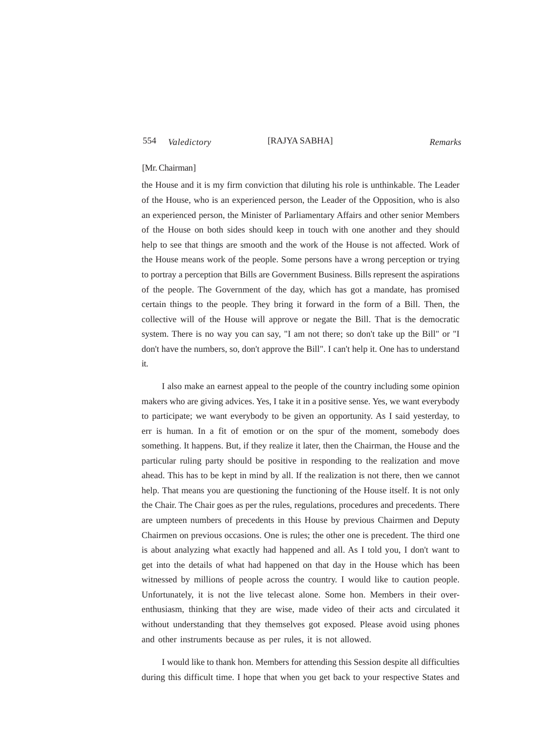[Mr. Chairman]

the House and it is my firm conviction that diluting his role is unthinkable. The Leader of the House, who is an experienced person, the Leader of the Opposition, who is also an experienced person, the Minister of Parliamentary Affairs and other senior Members of the House on both sides should keep in touch with one another and they should help to see that things are smooth and the work of the House is not affected. Work of the House means work of the people. Some persons have a wrong perception or trying to portray a perception that Bills are Government Business. Bills represent the aspirations of the people. The Government of the day, which has got a mandate, has promised certain things to the people. They bring it forward in the form of a Bill. Then, the collective will of the House will approve or negate the Bill. That is the democratic system. There is no way you can say, "I am not there; so don't take up the Bill" or "I don't have the numbers, so, don't approve the Bill". I can't help it. One has to understand it.

I also make an earnest appeal to the people of the country including some opinion makers who are giving advices. Yes, I take it in a positive sense. Yes, we want everybody to participate; we want everybody to be given an opportunity. As I said yesterday, to err is human. In a fit of emotion or on the spur of the moment, somebody does something. It happens. But, if they realize it later, then the Chairman, the House and the particular ruling party should be positive in responding to the realization and move ahead. This has to be kept in mind by all. If the realization is not there, then we cannot help. That means you are questioning the functioning of the House itself. It is not only the Chair. The Chair goes as per the rules, regulations, procedures and precedents. There are umpteen numbers of precedents in this House by previous Chairmen and Deputy Chairmen on previous occasions. One is rules; the other one is precedent. The third one is about analyzing what exactly had happened and all. As I told you, I don't want to get into the details of what had happened on that day in the House which has been witnessed by millions of people across the country. I would like to caution people. Unfortunately, it is not the live telecast alone. Some hon. Members in their over-enthusiasm, thinking that they are wise, made video of their acts and circulated it without understanding that they themselves got exposed. Please avoid using phones and other instruments because as per rules, it is not allowed.

I would like to thank hon. Members for attending this Session despite all difficulties during this difficult time. I hope that when you get back to your respective States and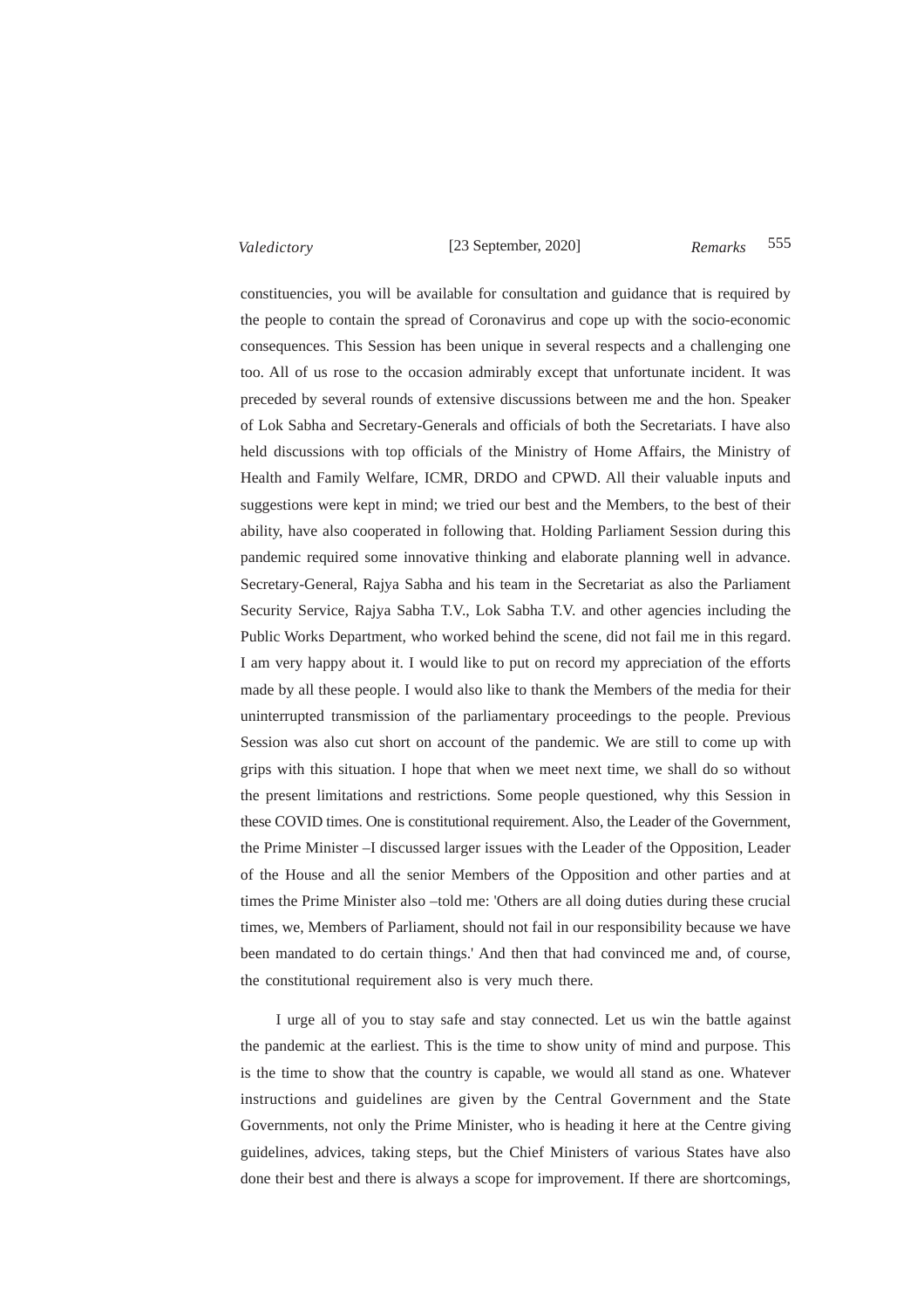constituencies, you will be available for consultation and guidance that is required by the people to contain the spread of Coronavirus and cope up with the socio-economic consequences. This Session has been unique in several respects and a challenging one too. All of us rose to the occasion admirably except that unfortunate incident. It was preceded by several rounds of extensive discussions between me and the hon. Speaker of Lok Sabha and Secretary-Generals and officials of both the Secretariats. I have also held discussions with top officials of the Ministry of Home Affairs, the Ministry of Health and Family Welfare, ICMR, DRDO and CPWD. All their valuable inputs and suggestions were kept in mind; we tried our best and the Members, to the best of their ability, have also cooperated in following that. Holding Parliament Session during this pandemic required some innovative thinking and elaborate planning well in advance. Secretary-General, Rajya Sabha and his team in the Secretariat as also the Parliament Security Service, Rajya Sabha T.V., Lok Sabha T.V. and other agencies including the Public Works Department, who worked behind the scene, did not fail me in this regard. I am very happy about it. I would like to put on record my appreciation of the efforts made by all these people. I would also like to thank the Members of the media for their uninterrupted transmission of the parliamentary proceedings to the people. Previous Session was also cut short on account of the pandemic. We are still to come up with grips with this situation. I hope that when we meet next time, we shall do so without the present limitations and restrictions. Some people questioned, why this Session in these COVID times. One is constitutional requirement. Also, the Leader of the Government, the Prime Minister –I discussed larger issues with the Leader of the Opposition, Leader of the House and all the senior Members of the Opposition and other parties and at times the Prime Minister also –told me: 'Others are all doing duties during these crucial times, we, Members of Parliament, should not fail in our responsibility because we have been mandated to do certain things.' And then that had convinced me and, of course, the constitutional requirement also is very much there.

I urge all of you to stay safe and stay connected. Let us win the battle against the pandemic at the earliest. This is the time to show unity of mind and purpose. This is the time to show that the country is capable, we would all stand as one. Whatever instructions and guidelines are given by the Central Government and the State Governments, not only the Prime Minister, who is heading it here at the Centre giving guidelines, advices, taking steps, but the Chief Ministers of various States have also done their best and there is always a scope for improvement. If there are shortcomings,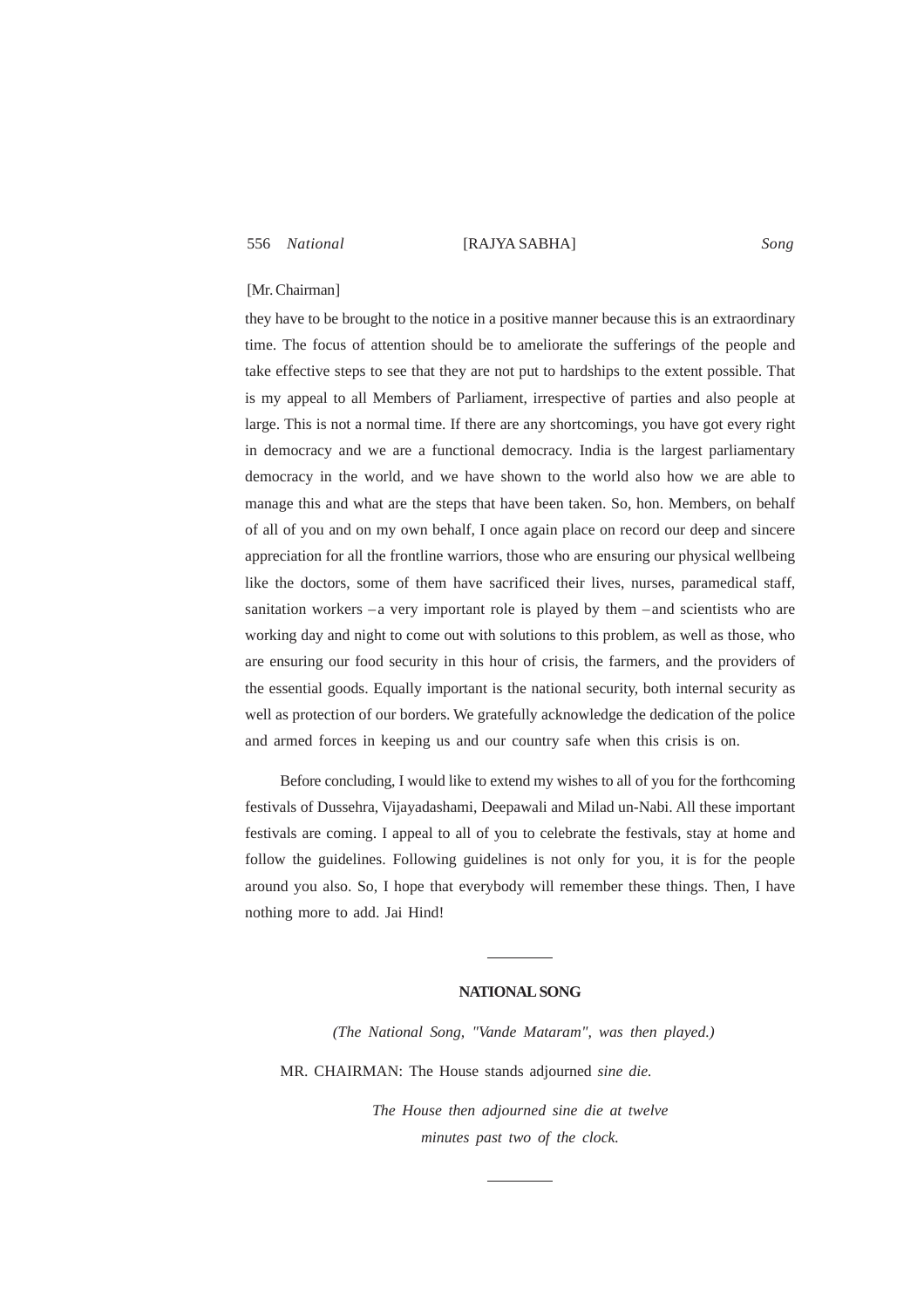[Mr. Chairman]

they have to be brought to the notice in a positive manner because this is an extraordinary time. The focus of attention should be to ameliorate the sufferings of the people and take effective steps to see that they are not put to hardships to the extent possible. That is my appeal to all Members of Parliament, irrespective of parties and also people at large. This is not a normal time. If there are any shortcomings, you have got every right in democracy and we are a functional democracy. India is the largest parliamentary democracy in the world, and we have shown to the world also how we are able to manage this and what are the steps that have been taken. So, hon. Members, on behalf of all of you and on my own behalf, I once again place on record our deep and sincere appreciation for all the frontline warriors, those who are ensuring our physical wellbeing like the doctors, some of them have sacrificed their lives, nurses, paramedical staff, sanitation workers – a very important role is played by them – and scientists who are working day and night to come out with solutions to this problem, as well as those, who are ensuring our food security in this hour of crisis, the farmers, and the providers of the essential goods. Equally important is the national security, both internal security as well as protection of our borders. We gratefully acknowledge the dedication of the police and armed forces in keeping us and our country safe when this crisis is on.

Before concluding, I would like to extend my wishes to all of you for the forthcoming festivals of Dussehra, Vijayadashami, Deepawali and Milad un-Nabi. All these important festivals are coming. I appeal to all of you to celebrate the festivals, stay at home and follow the guidelines. Following guidelines is not only for you, it is for the people around you also. So, I hope that everybody will remember these things. Then, I have nothing more to add. Jai Hind!

---

## NATIONAL SONG

*(The National Song, "Vande Mataram", was then played.)*

MR. CHAIRMAN: The House stands adjourned *sine die.*

*The House then adjourned sine die at twelve minutes past two of the clock.*

---